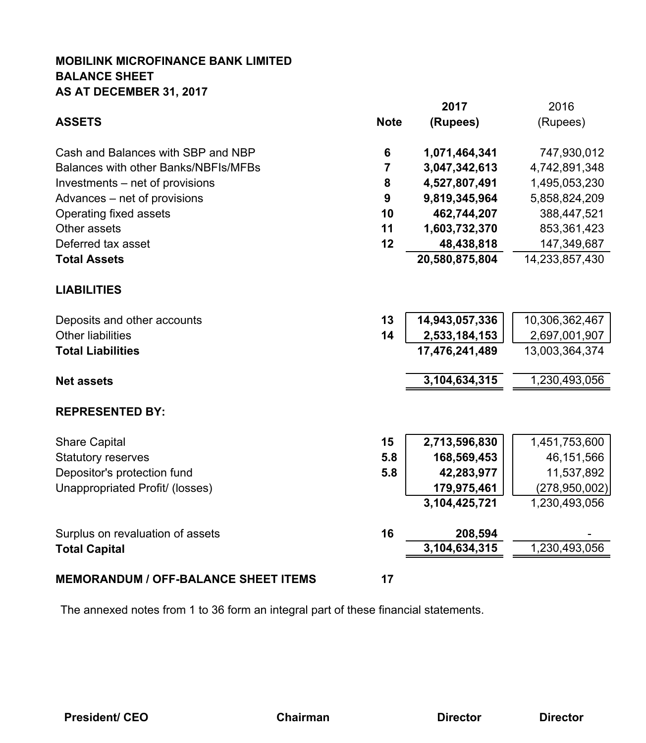**MOBILINK MICROFINANCE BANK LIMITED**
**BALANCE SHEET**
**AS AT DECEMBER 31, 2017**

| ASSETS | Note | 2017 (Rupees) | 2016 (Rupees) |
|---|---|---|---|
| Cash and Balances with SBP and NBP | 6 | 1,071,464,341 | 747,930,012 |
| Balances with other Banks/NBFIs/MFBs | 7 | 3,047,342,613 | 4,742,891,348 |
| Investments – net of provisions | 8 | 4,527,807,491 | 1,495,053,230 |
| Advances – net of provisions | 9 | 9,819,345,964 | 5,858,824,209 |
| Operating fixed assets | 10 | 462,744,207 | 388,447,521 |
| Other assets | 11 | 1,603,732,370 | 853,361,423 |
| Deferred tax asset | 12 | 48,438,818 | 147,349,687 |
| **Total Assets** | | **20,580,875,804** | 14,233,857,430 |
| **LIABILITIES** | | | |
| Deposits and other accounts | 13 | 14,943,057,336 | 10,306,362,467 |
| Other liabilities | 14 | 2,533,184,153 | 2,697,001,907 |
| **Total Liabilities** | | **17,476,241,489** | 13,003,364,374 |
| **Net assets** | | **3,104,634,315** | 1,230,493,056 |
| **REPRESENTED BY:** | | | |
| Share Capital | 15 | 2,713,596,830 | 1,451,753,600 |
| Statutory reserves | 5.8 | 168,569,453 | 46,151,566 |
| Depositor's protection fund | 5.8 | 42,283,977 | 11,537,892 |
| Unappropriated Profit/ (losses) | | 179,975,461 | (278,950,002) |
| | | **3,104,425,721** | 1,230,493,056 |
| Surplus on revaluation of assets | 16 | 208,594 | - |
| **Total Capital** | | **3,104,634,315** | 1,230,493,056 |
| **MEMORANDUM / OFF-BALANCE SHEET ITEMS** | 17 | | |

The annexed notes from 1 to 36 form an integral part of these financial statements.

**President/ CEO** | **Chairman** | **Director** | **Director**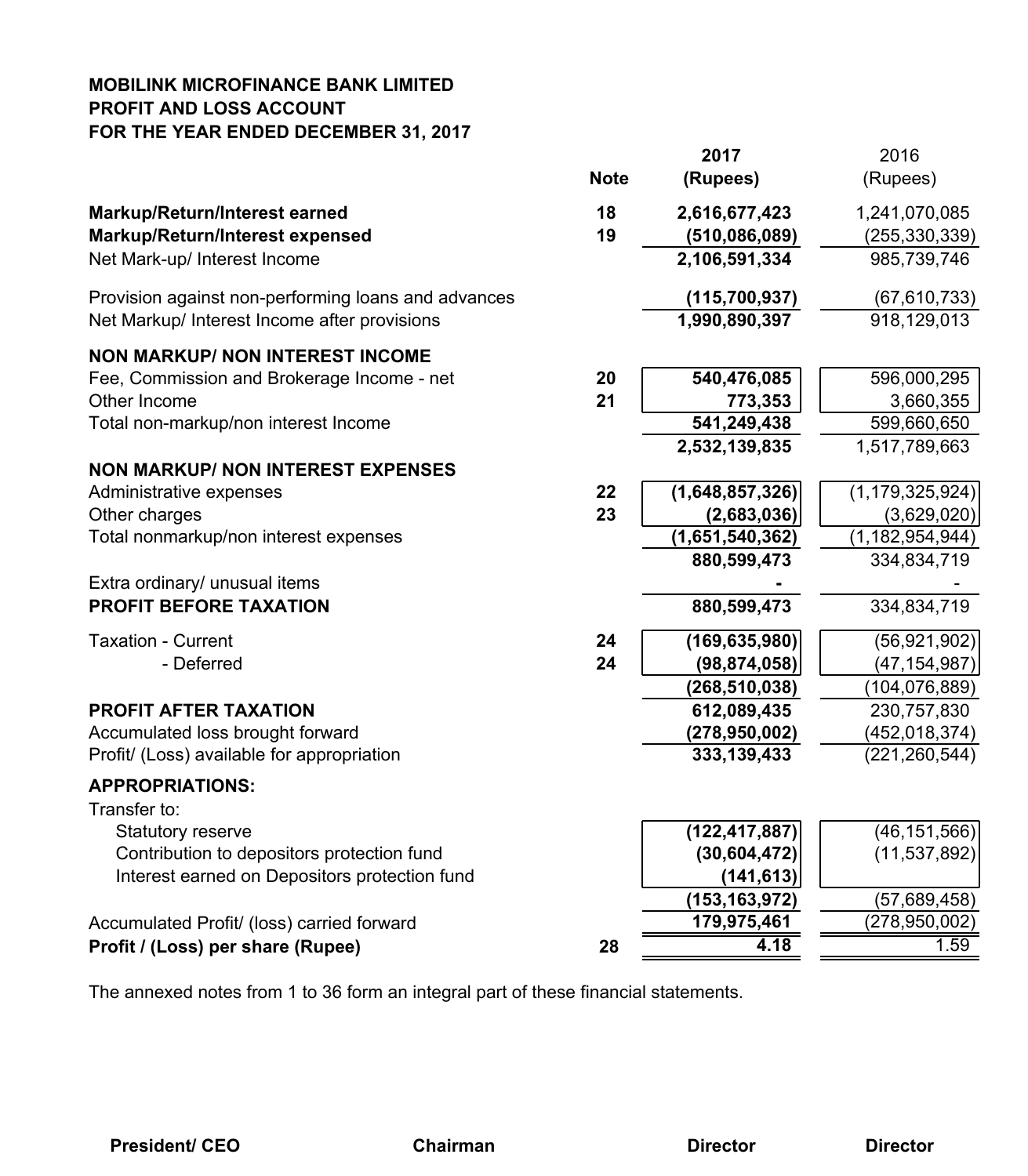**MOBILINK MICROFINANCE BANK LIMITED**
**PROFIT AND LOSS ACCOUNT**
**FOR THE YEAR ENDED DECEMBER 31, 2017**

| | Note | 2017 (Rupees) | 2016 (Rupees) |
|---|---|---|---|
| **Markup/Return/Interest earned** | 18 | **2,616,677,423** | 1,241,070,085 |
| **Markup/Return/Interest expensed** | 19 | **(510,086,089)** | (255,330,339) |
| Net Mark-up/ Interest Income | | **2,106,591,334** | 985,739,746 |
| | | | |
| Provision against non-performing loans and advances | | **(115,700,937)** | (67,610,733) |
| Net Markup/ Interest Income after provisions | | **1,990,890,397** | 918,129,013 |
| | | | |
| **NON MARKUP/ NON INTEREST INCOME** | | | |
| Fee, Commission and Brokerage Income - net | 20 | **540,476,085** | 596,000,295 |
| Other Income | 21 | **773,353** | 3,660,355 |
| Total non-markup/non interest Income | | **541,249,438** | 599,660,650 |
| | | **2,532,139,835** | 1,517,789,663 |
| **NON MARKUP/ NON INTEREST EXPENSES** | | | |
| Administrative expenses | 22 | **(1,648,857,326)** | (1,179,325,924) |
| Other charges | 23 | **(2,683,036)** | (3,629,020) |
| Total nonmarkup/non interest expenses | | **(1,651,540,362)** | (1,182,954,944) |
| | | **880,599,473** | 334,834,719 |
| Extra ordinary/ unusual items | | **-** | - |
| **PROFIT BEFORE TAXATION** | | **880,599,473** | 334,834,719 |
| | | | |
| Taxation - Current | 24 | **(169,635,980)** | (56,921,902) |
| - Deferred | 24 | **(98,874,058)** | (47,154,987) |
| | | **(268,510,038)** | (104,076,889) |
| **PROFIT AFTER TAXATION** | | **612,089,435** | 230,757,830 |
| Accumulated loss brought forward | | **(278,950,002)** | (452,018,374) |
| Profit/ (Loss) available for appropriation | | **333,139,433** | (221,260,544) |
| | | | |
| **APPROPRIATIONS:** | | | |
| Transfer to: | | | |
| Statutory reserve | | **(122,417,887)** | (46,151,566) |
| Contribution to depositors protection fund | | **(30,604,472)** | (11,537,892) |
| Interest earned on Depositors protection fund | | **(141,613)** | |
| | | **(153,163,972)** | (57,689,458) |
| Accumulated Profit/ (loss) carried forward | | **179,975,461** | (278,950,002) |
| **Profit / (Loss) per share (Rupee)** | 28 | **4.18** | 1.59 |

The annexed notes from 1 to 36 form an integral part of these financial statements.

**President/ CEO** **Chairman** **Director** **Director**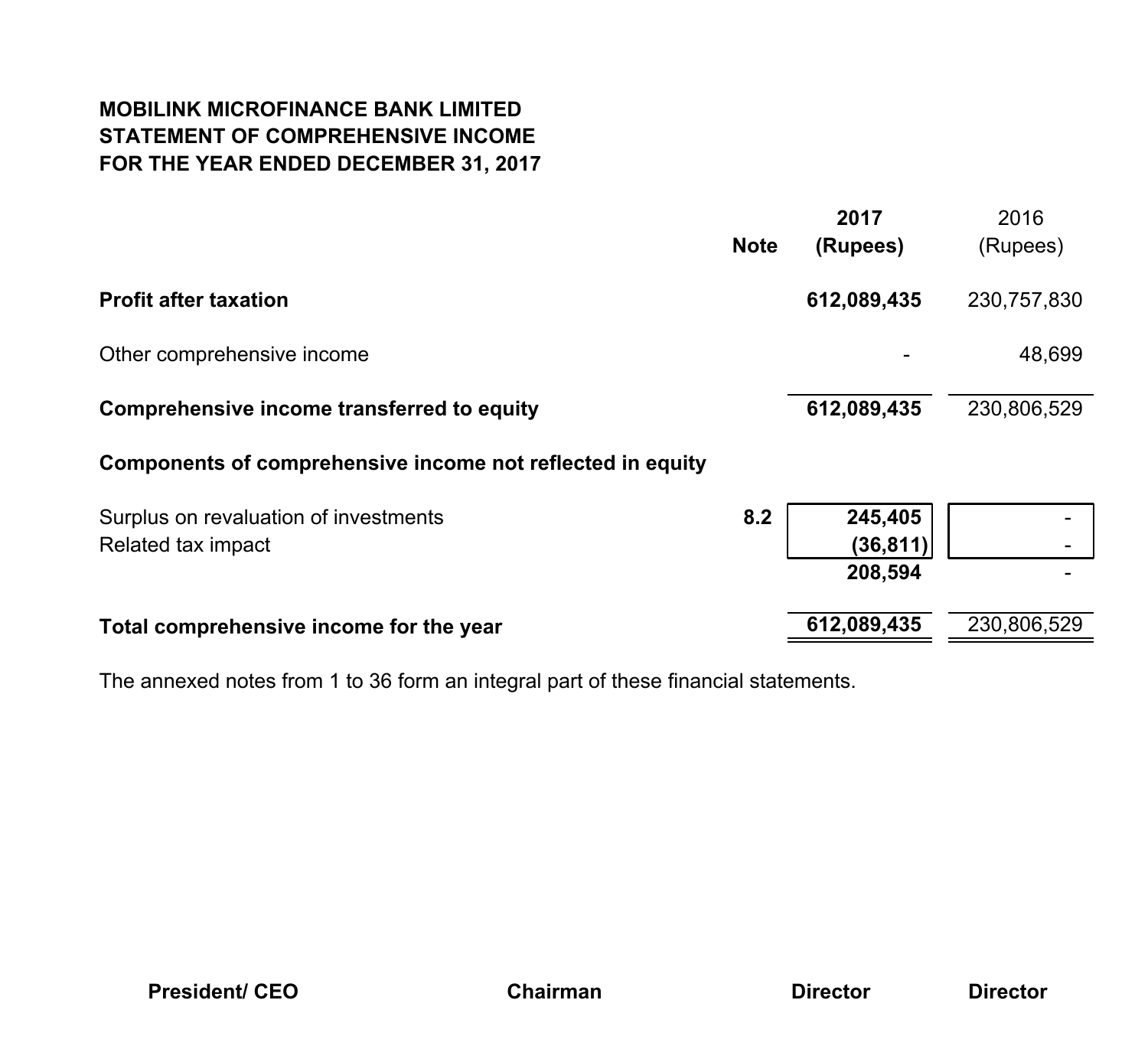# MOBILINK MICROFINANCE BANK LIMITED
## STATEMENT OF COMPREHENSIVE INCOME
## FOR THE YEAR ENDED DECEMBER 31, 2017

| | Note | **2017 (Rupees)** | 2016 (Rupees) |
|---|---|---|---|
| **Profit after taxation** | | **612,089,435** | 230,757,830 |
| Other comprehensive income | | - | 48,699 |
| **Comprehensive income transferred to equity** | | **612,089,435** | 230,806,529 |
| **Components of comprehensive income not reflected in equity** | | | |
| Surplus on revaluation of investments | 8.2 | **245,405** | - |
| Related tax impact | | **(36,811)** | - |
| | | **208,594** | - |
| **Total comprehensive income for the year** | | **612,089,435** | 230,806,529 |

The annexed notes from 1 to 36 form an integral part of these financial statements.

| **President/ CEO** | **Chairman** | **Director** | **Director** |
|---|---|---|---|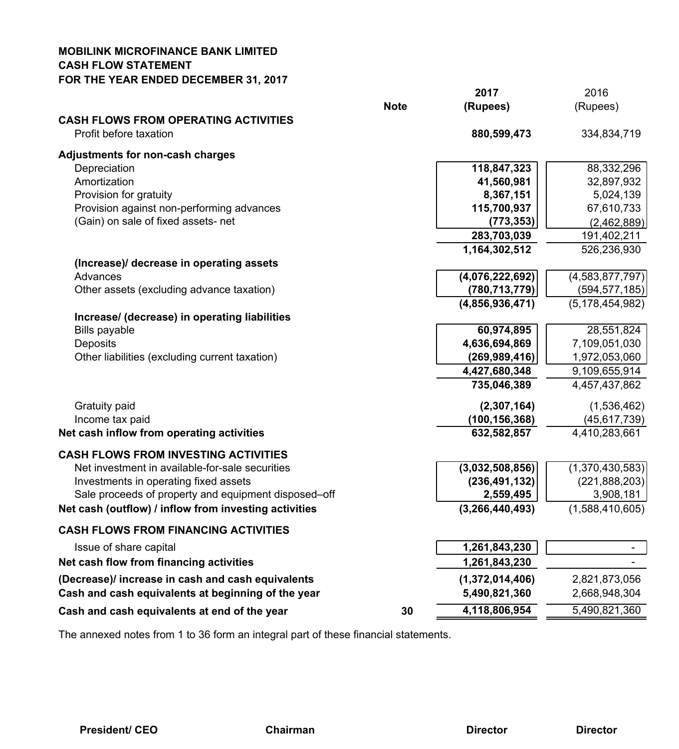**MOBILINK MICROFINANCE BANK LIMITED**
**CASH FLOW STATEMENT**
**FOR THE YEAR ENDED DECEMBER 31, 2017**

| | Note | 2017 (Rupees) | 2016 (Rupees) |
|---|---|---|---|
| **CASH FLOWS FROM OPERATING ACTIVITIES** | | | |
| Profit before taxation | | **880,599,473** | 334,834,719 |
| **Adjustments for non-cash charges** | | | |
| Depreciation | | **118,847,323** | 88,332,296 |
| Amortization | | **41,560,981** | 32,897,932 |
| Provision for gratuity | | **8,367,151** | 5,024,139 |
| Provision against non-performing advances | | **115,700,937** | 67,610,733 |
| (Gain) on sale of fixed assets- net | | **(773,353)** | (2,462,889) |
| | | **283,703,039** | 191,402,211 |
| | | **1,164,302,512** | 526,236,930 |
| **(Increase)/ decrease in operating assets** | | | |
| Advances | | **(4,076,222,692)** | (4,583,877,797) |
| Other assets (excluding advance taxation) | | **(780,713,779)** | (594,577,185) |
| | | **(4,856,936,471)** | (5,178,454,982) |
| **Increase/ (decrease) in operating liabilities** | | | |
| Bills payable | | **60,974,895** | 28,551,824 |
| Deposits | | **4,636,694,869** | 7,109,051,030 |
| Other liabilities (excluding current taxation) | | **(269,989,416)** | 1,972,053,060 |
| | | **4,427,680,348** | 9,109,655,914 |
| | | **735,046,389** | 4,457,437,862 |
| Gratuity paid | | **(2,307,164)** | (1,536,462) |
| Income tax paid | | **(100,156,368)** | (45,617,739) |
| **Net cash inflow from operating activities** | | **632,582,857** | 4,410,283,661 |
| **CASH FLOWS FROM INVESTING ACTIVITIES** | | | |
| Net investment in available-for-sale securities | | **(3,032,508,856)** | (1,370,430,583) |
| Investments in operating fixed assets | | **(236,491,132)** | (221,888,203) |
| Sale proceeds of property and equipment disposed–off | | **2,559,495** | 3,908,181 |
| **Net cash (outflow) / inflow from investing activities** | | **(3,266,440,493)** | (1,588,410,605) |
| **CASH FLOWS FROM FINANCING ACTIVITIES** | | | |
| Issue of share capital | | **1,261,843,230** | - |
| **Net cash flow from financing activities** | | **1,261,843,230** | - |
| **(Decrease)/ increase in cash and cash equivalents** | | **(1,372,014,406)** | 2,821,873,056 |
| **Cash and cash equivalents at beginning of the year** | | **5,490,821,360** | 2,668,948,304 |
| **Cash and cash equivalents at end of the year** | **30** | **4,118,806,954** | 5,490,821,360 |

The annexed notes from 1 to 36 form an integral part of these financial statements.

**President/ CEO** **Chairman** **Director** **Director**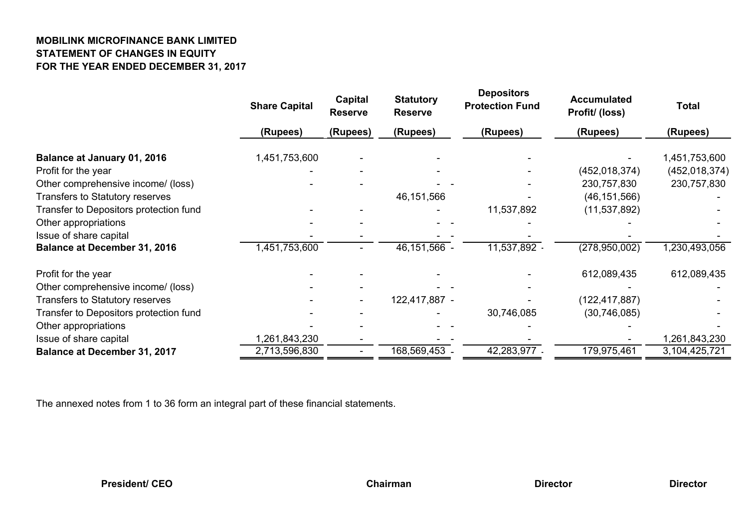**MOBILINK MICROFINANCE BANK LIMITED**
**STATEMENT OF CHANGES IN EQUITY**
**FOR THE YEAR ENDED DECEMBER 31, 2017**

| | Share Capital | Capital Reserve | Statutory Reserve | Depositors Protection Fund | Accumulated Profit/ (loss) | Total |
|---|---|---|---|---|---|---|
| | (Rupees) | (Rupees) | (Rupees) | (Rupees) | (Rupees) | (Rupees) |
| **Balance at January 01, 2016** | 1,451,753,600 | - | - | - | - | 1,451,753,600 |
| Profit for the year | - | - | - | - | (452,018,374) | (452,018,374) |
| Other comprehensive income/ (loss) | - | - | - | - | 230,757,830 | 230,757,830 |
| Transfers to Statutory reserves | | | 46,151,566 | - | (46,151,566) | - |
| Transfer to Depositors protection fund | - | - | - | 11,537,892 | (11,537,892) | - |
| Other appropriations | - | - | - | - | - | - |
| Issue of share capital | - | - | - | - | - | - |
| **Balance at December 31, 2016** | 1,451,753,600 | - | 46,151,566 | 11,537,892 | (278,950,002) | 1,230,493,056 |
| Profit for the year | - | - | - | - | 612,089,435 | 612,089,435 |
| Other comprehensive income/ (loss) | - | - | - | - | - | - |
| Transfers to Statutory reserves | - | - | 122,417,887 | - | (122,417,887) | - |
| Transfer to Depositors protection fund | - | - | - | 30,746,085 | (30,746,085) | - |
| Other appropriations | - | - | - | - | - | - |
| Issue of share capital | 1,261,843,230 | - | - | - | - | 1,261,843,230 |
| **Balance at December 31, 2017** | 2,713,596,830 | - | 168,569,453 | 42,283,977 | 179,975,461 | 3,104,425,721 |

The annexed notes from 1 to 36 form an integral part of these financial statements.

**President/ CEO** **Chairman** **Director** **Director**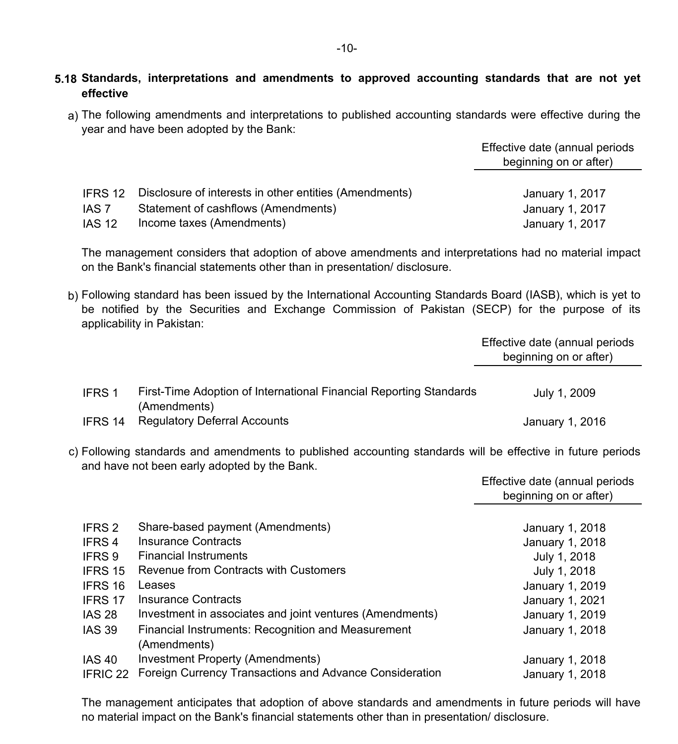### 5.18 Standards, interpretations and amendments to approved accounting standards that are not yet effective

a) The following amendments and interpretations to published accounting standards were effective during the year and have been adopted by the Bank:

| | | Effective date (annual periods beginning on or after) |
|---|---|---|
| IFRS 12 | Disclosure of interests in other entities (Amendments) | January 1, 2017 |
| IAS 7 | Statement of cashflows (Amendments) | January 1, 2017 |
| IAS 12 | Income taxes (Amendments) | January 1, 2017 |

The management considers that adoption of above amendments and interpretations had no material impact on the Bank's financial statements other than in presentation/ disclosure.

b) Following standard has been issued by the International Accounting Standards Board (IASB), which is yet to be notified by the Securities and Exchange Commission of Pakistan (SECP) for the purpose of its applicability in Pakistan:

| | | Effective date (annual periods beginning on or after) |
|---|---|---|
| IFRS 1 | First-Time Adoption of International Financial Reporting Standards (Amendments) | July 1, 2009 |
| IFRS 14 | Regulatory Deferral Accounts | January 1, 2016 |

c) Following standards and amendments to published accounting standards will be effective in future periods and have not been early adopted by the Bank.

| | | Effective date (annual periods beginning on or after) |
|---|---|---|
| IFRS 2 | Share-based payment (Amendments) | January 1, 2018 |
| IFRS 4 | Insurance Contracts | January 1, 2018 |
| IFRS 9 | Financial Instruments | July 1, 2018 |
| IFRS 15 | Revenue from Contracts with Customers | July 1, 2018 |
| IFRS 16 | Leases | January 1, 2019 |
| IFRS 17 | Insurance Contracts | January 1, 2021 |
| IAS 28 | Investment in associates and joint ventures (Amendments) | January 1, 2019 |
| IAS 39 | Financial Instruments: Recognition and Measurement (Amendments) | January 1, 2018 |
| IAS 40 | Investment Property (Amendments) | January 1, 2018 |
| IFRIC 22 | Foreign Currency Transactions and Advance Consideration | January 1, 2018 |

The management anticipates that adoption of above standards and amendments in future periods will have no material impact on the Bank's financial statements other than in presentation/ disclosure.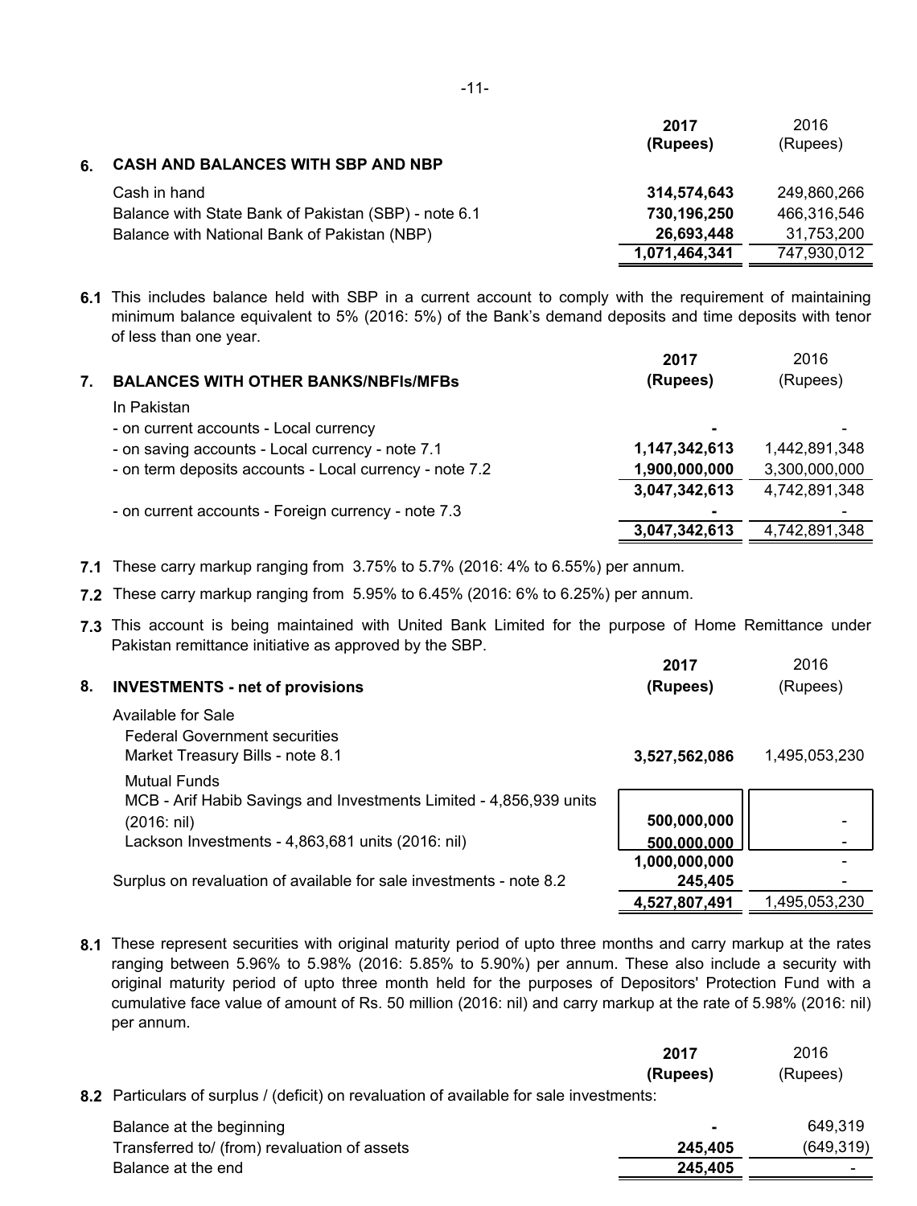## 6. CASH AND BALANCES WITH SBP AND NBP

| | 2017 (Rupees) | 2016 (Rupees) |
|---|---|---|
| Cash in hand | **314,574,643** | 249,860,266 |
| Balance with State Bank of Pakistan (SBP) - note 6.1 | **730,196,250** | 466,316,546 |
| Balance with National Bank of Pakistan (NBP) | **26,693,448** | 31,753,200 |
| | **1,071,464,341** | 747,930,012 |

**6.1** This includes balance held with SBP in a current account to comply with the requirement of maintaining minimum balance equivalent to 5% (2016: 5%) of the Bank's demand deposits and time deposits with tenor of less than one year.

## 7. BALANCES WITH OTHER BANKS/NBFIs/MFBs

| | 2017 (Rupees) | 2016 (Rupees) |
|---|---|---|
| In Pakistan | | |
| - on current accounts - Local currency | **-** | - |
| - on saving accounts - Local currency - note 7.1 | **1,147,342,613** | 1,442,891,348 |
| - on term deposits accounts - Local currency - note 7.2 | **1,900,000,000** | 3,300,000,000 |
| | **3,047,342,613** | 4,742,891,348 |
| - on current accounts - Foreign currency - note 7.3 | **-** | - |
| | **3,047,342,613** | 4,742,891,348 |

**7.1** These carry markup ranging from 3.75% to 5.7% (2016: 4% to 6.55%) per annum.

**7.2** These carry markup ranging from 5.95% to 6.45% (2016: 6% to 6.25%) per annum.

**7.3** This account is being maintained with United Bank Limited for the purpose of Home Remittance under Pakistan remittance initiative as approved by the SBP.

## 8. INVESTMENTS - net of provisions

| | 2017 (Rupees) | 2016 (Rupees) |
|---|---|---|
| Available for Sale | | |
| Federal Government securities | | |
| Market Treasury Bills - note 8.1 | **3,527,562,086** | 1,495,053,230 |
| Mutual Funds | | |
| MCB - Arif Habib Savings and Investments Limited - 4,856,939 units (2016: nil) | **500,000,000** | - |
| Lackson Investments - 4,863,681 units (2016: nil) | **500,000,000** | - |
| | **1,000,000,000** | - |
| Surplus on revaluation of available for sale investments - note 8.2 | **245,405** | - |
| | **4,527,807,491** | 1,495,053,230 |

**8.1** These represent securities with original maturity period of upto three months and carry markup at the rates ranging between 5.96% to 5.98% (2016: 5.85% to 5.90%) per annum. These also include a security with original maturity period of upto three month held for the purposes of Depositors' Protection Fund with a cumulative face value of amount of Rs. 50 million (2016: nil) and carry markup at the rate of 5.98% (2016: nil) per annum.

**8.2** Particulars of surplus / (deficit) on revaluation of available for sale investments:

| | 2017 (Rupees) | 2016 (Rupees) |
|---|---|---|
| Balance at the beginning | **-** | 649,319 |
| Transferred to/ (from) revaluation of assets | **245,405** | (649,319) |
| Balance at the end | **245,405** | - |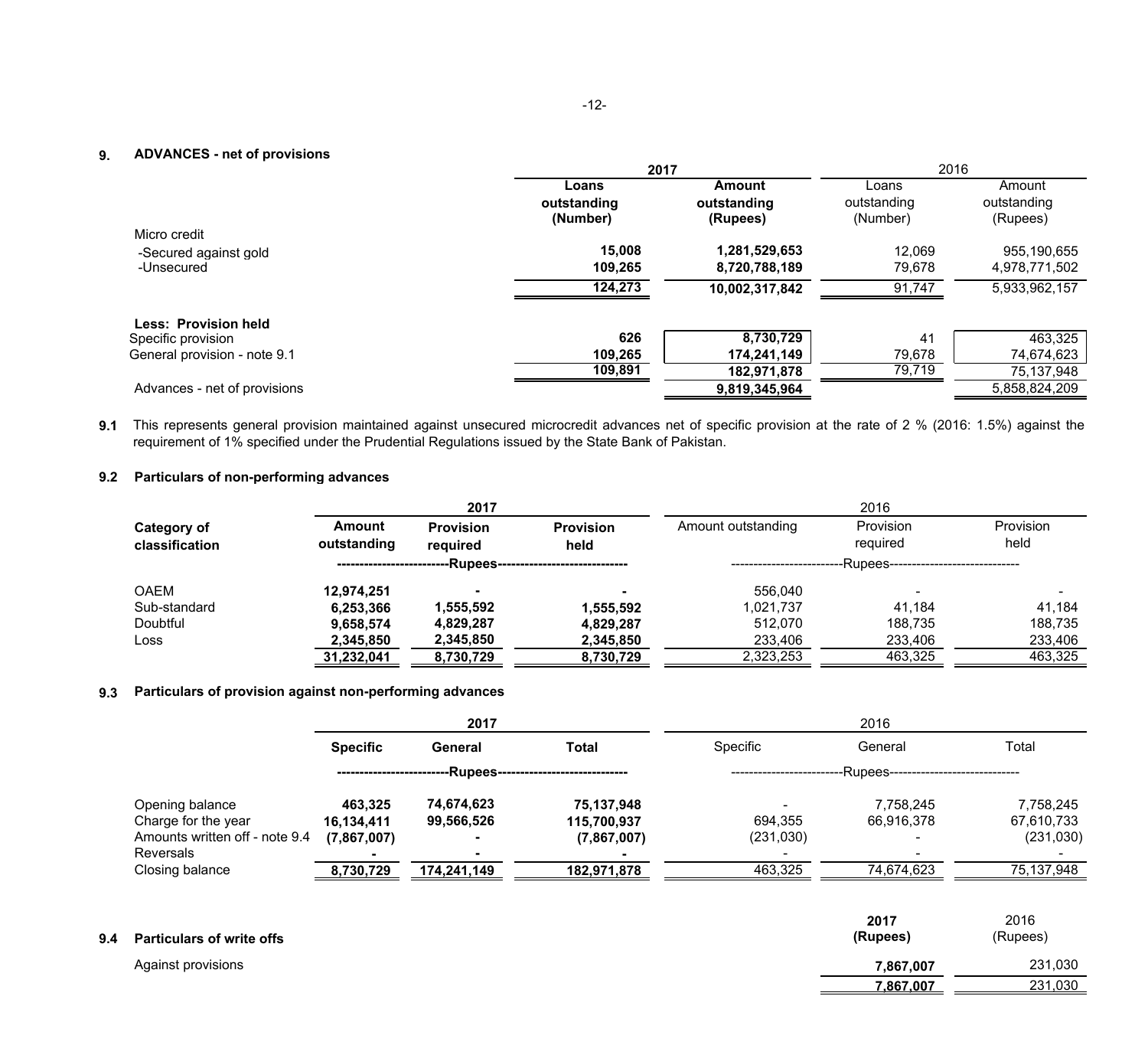## 9. ADVANCES - net of provisions

| | 2017 | | 2016 | |
|---|---|---|---|---|
| | Loans outstanding (Number) | Amount outstanding (Rupees) | Loans outstanding (Number) | Amount outstanding (Rupees) |
| Micro credit | | | | |
| -Secured against gold | **15,008** | **1,281,529,653** | 12,069 | 955,190,655 |
| -Unsecured | **109,265** | **8,720,788,189** | 79,678 | 4,978,771,502 |
| | **124,273** | **10,002,317,842** | 91,747 | 5,933,962,157 |
| **Less: Provision held** | | | | |
| Specific provision | **626** | **8,730,729** | 41 | 463,325 |
| General provision - note 9.1 | **109,265** | **174,241,149** | 79,678 | 74,674,623 |
| | **109,891** | **182,971,878** | 79,719 | 75,137,948 |
| Advances - net of provisions | | **9,819,345,964** | | 5,858,824,209 |

**9.1** This represents general provision maintained against unsecured microcredit advances net of specific provision at the rate of 2 % (2016: 1.5%) against the requirement of 1% specified under the Prudential Regulations issued by the State Bank of Pakistan.

### 9.2 Particulars of non-performing advances

| | 2017 | | | 2016 | | |
|---|---|---|---|---|---|---|
| **Category of classification** | **Amount outstanding** | **Provision required** | **Provision held** | Amount outstanding | Provision required | Provision held |
| | -----Rupees----- | | | -----Rupees----- | | |
| OAEM | **12,974,251** | **-** | **-** | 556,040 | - | - |
| Sub-standard | **6,253,366** | **1,555,592** | **1,555,592** | 1,021,737 | 41,184 | 41,184 |
| Doubtful | **9,658,574** | **4,829,287** | **4,829,287** | 512,070 | 188,735 | 188,735 |
| Loss | **2,345,850** | **2,345,850** | **2,345,850** | 233,406 | 233,406 | 233,406 |
| | **31,232,041** | **8,730,729** | **8,730,729** | 2,323,253 | 463,325 | 463,325 |

### 9.3 Particulars of provision against non-performing advances

| | 2017 | | | 2016 | | |
|---|---|---|---|---|---|---|
| | **Specific** | **General** | **Total** | Specific | General | Total |
| | -----Rupees----- | | | -----Rupees----- | | |
| Opening balance | **463,325** | **74,674,623** | **75,137,948** | - | 7,758,245 | 7,758,245 |
| Charge for the year | **16,134,411** | **99,566,526** | **115,700,937** | 694,355 | 66,916,378 | 67,610,733 |
| Amounts written off - note 9.4 | **(7,867,007)** | **-** | **(7,867,007)** | (231,030) | - | (231,030) |
| Reversals | **-** | **-** | **-** | - | - | - |
| Closing balance | **8,730,729** | **174,241,149** | **182,971,878** | 463,325 | 74,674,623 | 75,137,948 |

### 9.4 Particulars of write offs

| | 2017 (Rupees) | 2016 (Rupees) |
|---|---|---|
| Against provisions | **7,867,007** | 231,030 |
| | **7,867,007** | 231,030 |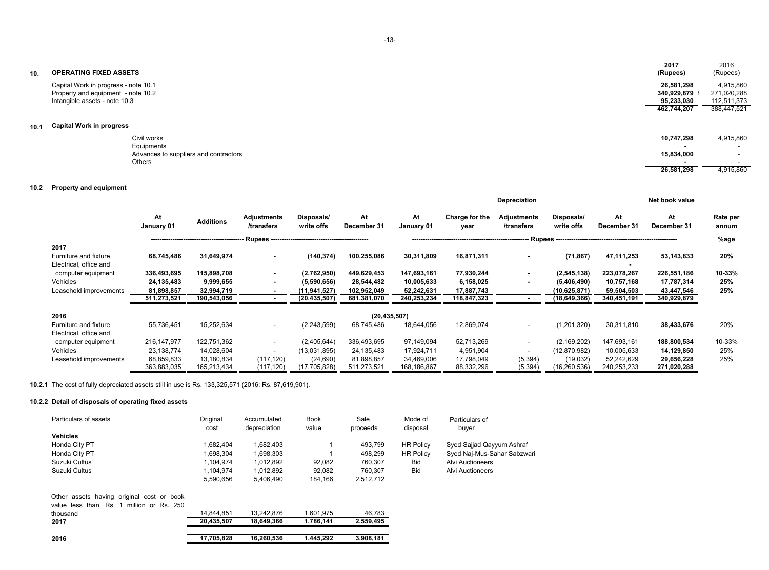## 10. OPERATING FIXED ASSETS

| | 2017 (Rupees) | 2016 (Rupees) |
|---|---|---|
| Capital Work in progress - note 10.1 | **26,581,298** | 4,915,860 |
| Property and equipment - note 10.2 | **340,929,879** | 271,020,288 |
| Intangible assets - note 10.3 | **95,233,030** | 112,511,373 |
| | **462,744,207** | 388,447,521 |

### 10.1 Capital Work in progress

| | 2017 | 2016 |
|---|---|---|
| Civil works | **10,747,298** | 4,915,860 |
| Equipments | **-** | - |
| Advances to suppliers and contractors | **15,834,000** | - |
| Others | **-** | - |
| | **26,581,298** | 4,915,860 |

### 10.2 Property and equipment

| | Cost | | | | | Depreciation | | | | | Net book value | |
|---|---|---|---|---|---|---|---|---|---|---|---|---|
| | At January 01 | Additions | Adjustments /transfers | Disposals/ write offs | At December 31 | At January 01 | Charge for the year | Adjustments /transfers | Disposals/ write offs | At December 31 | At December 31 | Rate per annum |
| | Rupees | | | | | Rupees | | | | | | %age |
| **2017** | | | | | | | | | | | | |
| Furniture and fixture | **68,745,486** | **31,649,974** | **-** | **(140,374)** | **100,255,086** | **30,311,809** | **16,871,311** | **-** | **(71,867)** | **47,111,253** | **53,143,833** | **20%** |
| Electrical, office and computer equipment | **336,493,695** | **115,898,708** | **-** | **(2,762,950)** | **449,629,453** | **147,693,161** | **77,930,244** | **-** | **(2,545,138)** | **223,078,267** | **226,551,186** | **10-33%** |
| Vehicles | **24,135,483** | **9,999,655** | **-** | **(5,590,656)** | **28,544,482** | **10,005,633** | **6,158,025** | **-** | **(5,406,490)** | **10,757,168** | **17,787,314** | **25%** |
| Leasehold improvements | **81,898,857** | **32,994,719** | **-** | **(11,941,527)** | **102,952,049** | **52,242,631** | **17,887,743** | | **(10,625,871)** | **59,504,503** | **43,447,546** | **25%** |
| | **511,273,521** | **190,543,056** | **-** | **(20,435,507)** | **681,381,070** | **240,253,234** | **118,847,323** | **-** | **(18,649,366)** | **340,451,191** | **340,929,879** | |
| **2016** | | | | | (20,435,507) | | | | | | | |
| Furniture and fixture | 55,736,451 | 15,252,634 | - | (2,243,599) | 68,745,486 | 18,644,056 | 12,869,074 | - | (1,201,320) | 30,311,810 | **38,433,676** | 20% |
| Electrical, office and computer equipment | 216,147,977 | 122,751,362 | - | (2,405,644) | 336,493,695 | 97,149,094 | 52,713,269 | - | (2,169,202) | 147,693,161 | **188,800,534** | 10-33% |
| Vehicles | 23,138,774 | 14,028,604 | - | (13,031,895) | 24,135,483 | 17,924,711 | 4,951,904 | - | (12,870,982) | 10,005,633 | **14,129,850** | 25% |
| Leasehold improvements | 68,859,833 | 13,180,834 | (117,120) | (24,690) | 81,898,857 | 34,469,006 | 17,798,049 | (5,394) | (19,032) | 52,242,629 | **29,656,228** | 25% |
| | 363,883,035 | 165,213,434 | (117,120) | (17,705,828) | 511,273,521 | 168,186,867 | 88,332,296 | (5,394) | (16,260,536) | 240,253,233 | **271,020,288** | |

**10.2.1** The cost of fully depreciated assets still in use is Rs. 133,325,571 (2016: Rs. 87,619,901).

**10.2.2 Detail of disposals of operating fixed assets**

| Particulars of assets | Original cost | Accumulated depreciation | Book value | Sale proceeds | Mode of disposal | Particulars of buyer |
|---|---|---|---|---|---|---|
| **Vehicles** | | | | | | |
| Honda City PT | 1,682,404 | 1,682,403 | 1 | 493,799 | HR Policy | Syed Sajjad Qayyum Ashraf |
| Honda City PT | 1,698,304 | 1,698,303 | 1 | 498,299 | HR Policy | Syed Naj-Mus-Sahar Sabzwari |
| Suzuki Cultus | 1,104,974 | 1,012,892 | 92,082 | 760,307 | Bid | Alvi Auctioneers |
| Suzuki Cultus | 1,104,974 | 1,012,892 | 92,082 | 760,307 | Bid | Alvi Auctioneers |
| | 5,590,656 | 5,406,490 | 184,166 | 2,512,712 | | |
| Other assets having original cost or book value less than Rs. 1 million or Rs. 250 thousand | 14,844,851 | 13,242,876 | 1,601,975 | 46,783 | | |
| **2017** | **20,435,507** | **18,649,366** | **1,786,141** | **2,559,495** | | |
| **2016** | **17,705,828** | **16,260,536** | **1,445,292** | **3,908,181** | | |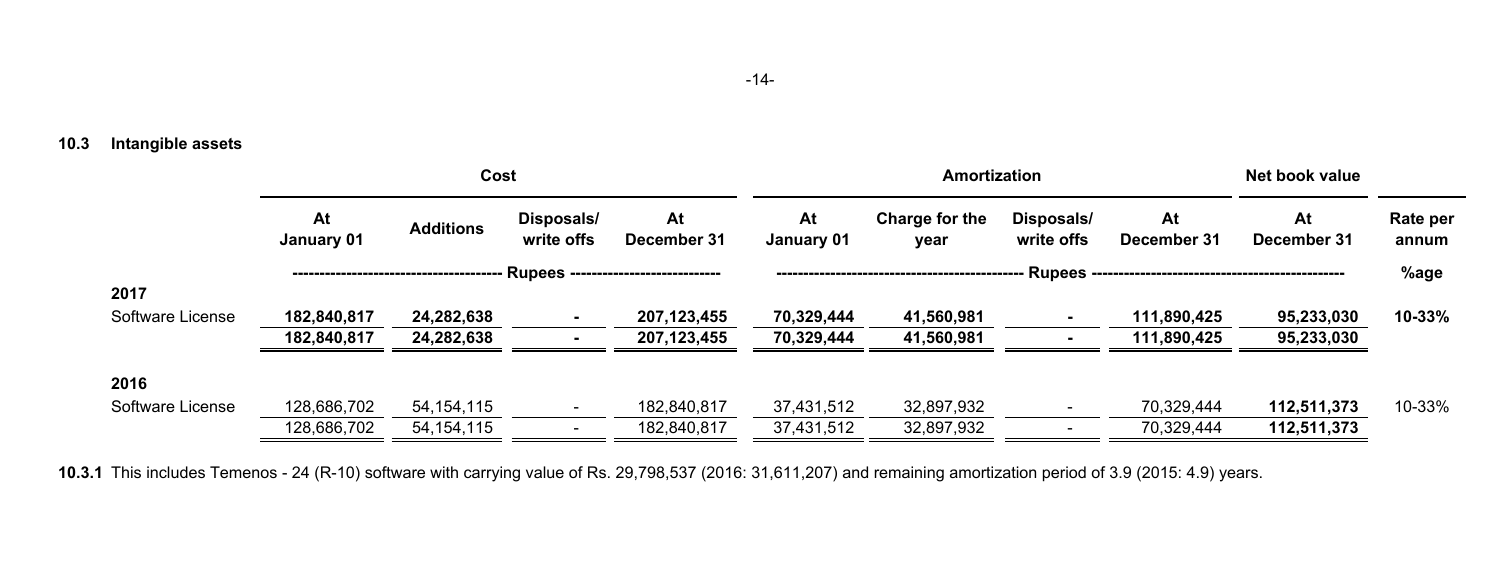### 10.3 Intangible assets

| | Cost | | | | Amortization | | | | Net book value | |
|---|---|---|---|---|---|---|---|---|---|---|
| | At January 01 | Additions | Disposals/ write offs | At December 31 | At January 01 | Charge for the year | Disposals/ write offs | At December 31 | At December 31 | Rate per annum |
| | Rupees | | | | Rupees | | | | | %age |
| **2017** | | | | | | | | | | |
| Software License | **182,840,817** | **24,282,638** | **-** | **207,123,455** | **70,329,444** | **41,560,981** | **-** | **111,890,425** | **95,233,030** | **10-33%** |
| | **182,840,817** | **24,282,638** | **-** | **207,123,455** | **70,329,444** | **41,560,981** | **-** | **111,890,425** | **95,233,030** | |
| **2016** | | | | | | | | | | |
| Software License | 128,686,702 | 54,154,115 | - | 182,840,817 | 37,431,512 | 32,897,932 | - | 70,329,444 | **112,511,373** | 10-33% |
| | 128,686,702 | 54,154,115 | - | 182,840,817 | 37,431,512 | 32,897,932 | - | 70,329,444 | **112,511,373** | |

**10.3.1** This includes Temenos - 24 (R-10) software with carrying value of Rs. 29,798,537 (2016: 31,611,207) and remaining amortization period of 3.9 (2015: 4.9) years.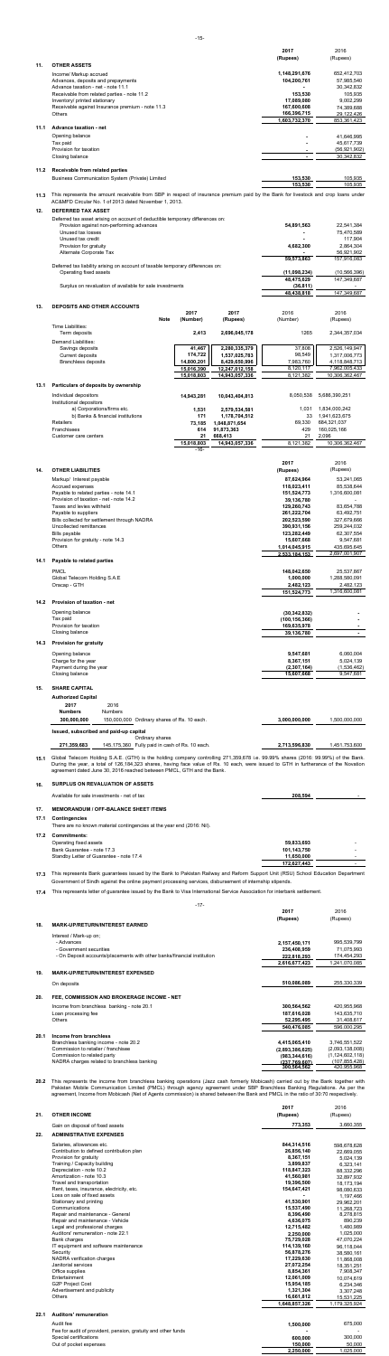| | | 2017 (Rupees) | 2016 (Rupees) |
|---|---|---|---|
| **11.** | **OTHER ASSETS** | | |
| | Income/ Markup accrued | 1,148,291,676 | 652,412,703 |
| | Advances, deposits and prepayments | 104,200,761 | 57,985,540 |
| | Advance taxation - net - note 11.1 | - | 30,342,832 |
| | Receivable from related parties - note 11.2 | 153,530 | 105,935 |
| | Inventory/ printed stationary | 17,089,000 | 9,002,299 |
| | Receivable against Insurance premium - note 11.3 | 167,600,608 | 74,389,666 |
| | Others | 166,396,715 | 29,122,426 |
| | | 1,603,732,370 | 853,361,423 |
| **11.1** | **Advance taxation - net** | | |
| | Opening balance | - | 41,646,995 |
| | Tax paid | - | 45,617,739 |
| | Provision for taxation | - | (56,921,902) |
| | Closing balance | - | 30,342,832 |
| **11.2** | **Receivable from related parties** | | |
| | Business Communication System (Private) Limited | 153,530 | 105,935 |
| | | 153,530 | 105,935 |

**11.3** This represents the amount receivable from SBP in respect of insurance premium paid by the Bank for livestock and crop loans under ACAMFD Circular No. 1 of 2013 dated November 1, 2013.

| | | 2017 (Rupees) | 2016 (Rupees) |
|---|---|---|---|
| **12.** | **DEFERRED TAX ASSET** | | |
| | Deferred tax asset arising on account of deductible temporary differences on: | | |
| | Provision against non-performing advances | 54,891,563 | 22,541,384 |
| | Unused tax losses | - | 73,470,589 |
| | Unused tax credit | - | 117,904 |
| | Provision for gratuity | 4,682,300 | 2,864,304 |
| | Alternate Corporate Tax | - | 56,921,902 |
| | | 59,573,863 | 157,916,083 |
| | Deferred tax liability arising on account of taxable temporary differences on: | | |
| | Operating fixed assets | (11,098,234) | (10,566,396) |
| | | 48,475,629 | 147,349,687 |
| | Surplus on revaluation of available for sale investments | (36,811) | - |
| | | 48,438,818 | 147,349,687 |

| | | Note | 2017 (Number) | 2017 (Rupees) | 2016 (Number) | 2016 (Rupees) |
|---|---|---|---|---|---|---|
| **13.** | **DEPOSITS AND OTHER ACCOUNTS** | | | | | |
| | Time Liabilities: | | | | | |
| | Term deposits | | 2,413 | 2,696,045,178 | 1265 | 2,344,357,034 |
| | Demand Liabilities: | | | | | |
| | Savings deposits | | 41,467 | 2,280,335,379 | 37,808 | 2,526,149,947 |
| | Current deposits | | 174,722 | 1,537,025,783 | 98,549 | 1,317,006,773 |
| | Branchless deposits | | 14,800,201 | 8,429,650,996 | 7,983,760 | 4,118,848,713 |
| | | | 15,016,390 | 12,247,012,158 | 8,120,117 | 7,962,005,433 |
| | | | 15,018,803 | 14,943,057,336 | 8,121,382 | 10,306,362,467 |
| **13.1** | **Particulars of deposits by ownership** | | | | | |
| | Individual depositors | | 14,843,281 | 10,043,404,813 | 8,050,538 | 5,686,390,251 |
| | Institutional depositors: | | | | | |
| | a) Corporations/firms etc. | | 1,531 | 2,579,534,581 | 1,031 | 1,834,000,242 |
| | b) Banks & financial institutions | | 171 | 1,178,784,512 | 33 | 1,941,623,675 |
| | Retailers | | 73,185 | 1,048,071,654 | 69,330 | 684,321,037 |
| | Franchisees | | 614 | 91,873,363 | 429 | 160,025,166 |
| | Customer care centers | | 21 | 668,413 | 21 | 2,096 |
| | | | 15,018,803 | 14,943,057,336 | 8,121,382 | 10,306,362,467 |

| | | 2017 (Rupees) | 2016 (Rupees) |
|---|---|---|---|
| **14.** | **OTHER LIABILITIES** | | |
| | Markup/ Interest payable | 87,624,964 | 53,241,065 |
| | Accrued expenses | 118,023,411 | 85,538,644 |
| | Payable to related parties - note 14.1 | 151,524,773 | 1,316,600,081 |
| | Provision of taxation - net - note 14.2 | 39,136,780 | - |
| | Taxes and levies withheld | 129,260,743 | 83,654,788 |
| | Payable to suppliers | 261,222,704 | 63,492,751 |
| | Bills collected for settlement through NADRA | 202,523,590 | 327,679,666 |
| | Uncollected remittances | 390,931,156 | 259,244,032 |
| | Bills payable | 123,282,449 | 62,307,554 |
| | Provision for gratuity - note 14.3 | 15,607,668 | 9,547,681 |
| | Others | 1,014,045,915 | 435,695,645 |
| | | 2,533,184,153 | 2,697,001,907 |
| **14.1** | **Payable to related parties** | | |
| | PMCL | 148,042,650 | 25,537,887 |
| | Global Telecom Holding S.A.E | 1,000,000 | 1,288,580,091 |
| | Orascap - GTH | 2,482,123 | 2,482,123 |
| | | 151,524,773 | 1,316,600,081 |
| **14.2** | **Provision of taxation - net** | | |
| | Opening balance | (30,342,832) | - |
| | Tax paid | (100,156,366) | - |
| | Provision for taxation | 169,635,978 | - |
| | Closing balance | 39,136,780 | - |
| **14.3** | **Provision for gratuity** | | |
| | Opening balance | 9,547,681 | 6,060,004 |
| | Charge for the year | 8,367,151 | 5,024,139 |
| | Payment during the year | (2,307,164) | (1,536,462) |
| | Closing balance | 15,607,668 | 9,547,681 |

**15. SHARE CAPITAL**

**Authorized Capital**

| 2017 Numbers | 2016 Numbers | | 2017 (Rupees) | 2016 (Rupees) |
|---|---|---|---|---|
| 300,000,000 | 150,000,000 | Ordinary shares of Rs. 10 each. | 3,000,000,000 | 1,500,000,000 |

**Issued, subscribed and paid-up capital**

| | | Ordinary shares | | |
|---|---|---|---|---|
| 271,359,683 | 145,175,360 | Fully paid in cash of Rs. 10 each. | 2,713,596,830 | 1,451,753,600 |

**15.1** Global Telecom Holding S.A.E. (GTH) is the holding company controlling 271,359,678 i.e. 99.99% shares (2016: 99.99%) of the Bank. During the year, a total of 126,184,323 shares, having face value of Rs. 10 each, were issued to GTH in furtherance of the Novation agreement dated June 30, 2016 reached between PMCL, GTH and the Bank.

**16. SURPLUS ON REVALUATION OF ASSETS**

| | 2017 (Rupees) | 2016 (Rupees) |
|---|---|---|
| Available for sale investments - net of tax | 208,594 | - |

**17. MEMORANDUM / OFF-BALANCE SHEET ITEMS**

**17.1 Contingencies**

There are no known material contingencies at the year end (2016: Nil).

**17.2 Commitments:**

| | 2017 (Rupees) | 2016 (Rupees) |
|---|---|---|
| Operating fixed assets | 59,833,693 | - |
| Bank Guarantee - note 17.3 | 101,143,750 | - |
| Standby Letter of Guarantee - note 17.4 | 11,650,000 | - |
| | 172,627,443 | - |

**17.3** This represents Bank guarantees issued by the Bank to Pakistan Railway and Reform Support Unit (RSU) School Education Department Government of Sindh against the online payment processing services, disbursement of internship stipends.

**17.4** This represents letter of guarantee issued by the Bank to Visa International Service Association for interbank settlement.

| | | 2017 (Rupees) | 2016 (Rupees) |
|---|---|---|---|
| **18.** | **MARK-UP/RETURN/INTEREST EARNED** | | |
| | Interest / Mark-up on: | | |
| | - Advances | 2,157,450,171 | 995,539,799 |
| | - Government securities | 236,408,959 | 71,075,993 |
| | - On Deposit accounts/placements with other banks/financial institution | 222,818,293 | 174,454,293 |
| | | 2,616,677,423 | 1,241,070,085 |
| **19.** | **MARK-UP/RETURN/INTEREST EXPENSED** | | |
| | On deposits | 510,086,089 | 255,330,339 |
| **20.** | **FEE, COMMISSION AND BROKERAGE INCOME - NET** | | |
| | Income from branchless banking - note 20.1 | 300,564,562 | 420,955,968 |
| | Loan processing fee | 187,616,028 | 143,635,710 |
| | Others | 52,295,495 | 31,408,617 |
| | | 540,476,085 | 596,000,295 |
| **20.1** | **Income from branchless** | | |
| | Branchless banking income - note 20.2 | 4,415,065,410 | 3,746,551,522 |
| | Commission to retailer / franchisee | (2,893,386,625) | (2,093,138,008) |
| | Commission to related party | (983,344,616) | (1,124,602,118) |
| | NADRA charges related to branchless banking | (237,769,607) | (107,855,428) |
| | | 300,564,562 | 420,955,968 |

**20.2** This represents the income from branchless banking operations (Jazz cash formerly Mobicash) carried out by the Bank together with Pakistan Mobile Communication Limited (PMCL) through agency agreement under SBP Branchless Banking Regulations. As per the agreement, Income from Mobicash (Net of Agents commission) is shared between the Bank and PMCL in the ratio of 30:70 respectively.

| | | 2017 (Rupees) | 2016 (Rupees) |
|---|---|---|---|
| **21.** | **OTHER INCOME** | | |
| | Gain on disposal of fixed assets | 773,353 | 3,660,355 |
| **22.** | **ADMINISTRATIVE EXPENSES** | | |
| | Salaries, allowances etc. | 844,314,516 | 598,678,628 |
| | Contribution to defined contribution plan | 26,856,140 | 22,669,055 |
| | Provision for gratuity | 8,367,151 | 5,024,139 |
| | Training / Capacity building | 3,859,837 | 6,323,141 |
| | Depreciation - note 10.2 | 110,847,323 | 88,332,296 |
| | Amortization - note 10.3 | 41,560,961 | 32,897,932 |
| | Travel and transportation | 19,396,500 | 18,173,194 |
| | Rent, taxes, insurance, electricity, etc. | 154,647,421 | 98,080,633 |
| | Loss on sale of fixed assets | - | 1,197,466 |
| | Stationery and printing | 41,530,901 | 29,962,201 |
| | Communications | 15,537,490 | 11,268,723 |
| | Repair and maintenance - General | 8,396,490 | 8,278,615 |
| | Repair and maintenance - Vehicle | 4,636,075 | 890,239 |
| | Legal and professional charges | 12,715,482 | 1,460,989 |
| | Auditors' remuneration - note 22.1 | 2,250,000 | 1,025,000 |
| | Bank charges | 75,729,828 | 47,070,224 |
| | IT equipment and software maintenance | 114,139,160 | 96,118,044 |
| | Security | 56,876,376 | 38,580,161 |
| | NADRA verification charges | 17,229,630 | 11,868,008 |
| | Janitorial services | 27,672,254 | 18,351,251 |
| | Office supplies | 8,854,361 | 7,908,347 |
| | Entertainment | 12,061,009 | 10,074,619 |
| | G2P Project Cost | 15,954,185 | 6,234,346 |
| | Advertisement and publicity | 1,321,304 | 3,307,248 |
| | Others | 16,661,612 | 15,531,225 |
| | | 1,646,857,326 | 1,179,325,924 |
| **22.1** | **Auditors' remuneration** | | |
| | Audit fee | 1,500,000 | 675,000 |
| | Fee for audit of provident, pension, gratuity and other funds | - | - |
| | Special certifications | 600,000 | 300,000 |
| | Out of pocket expenses | 150,000 | 50,000 |
| | | 2,250,000 | 1,025,000 |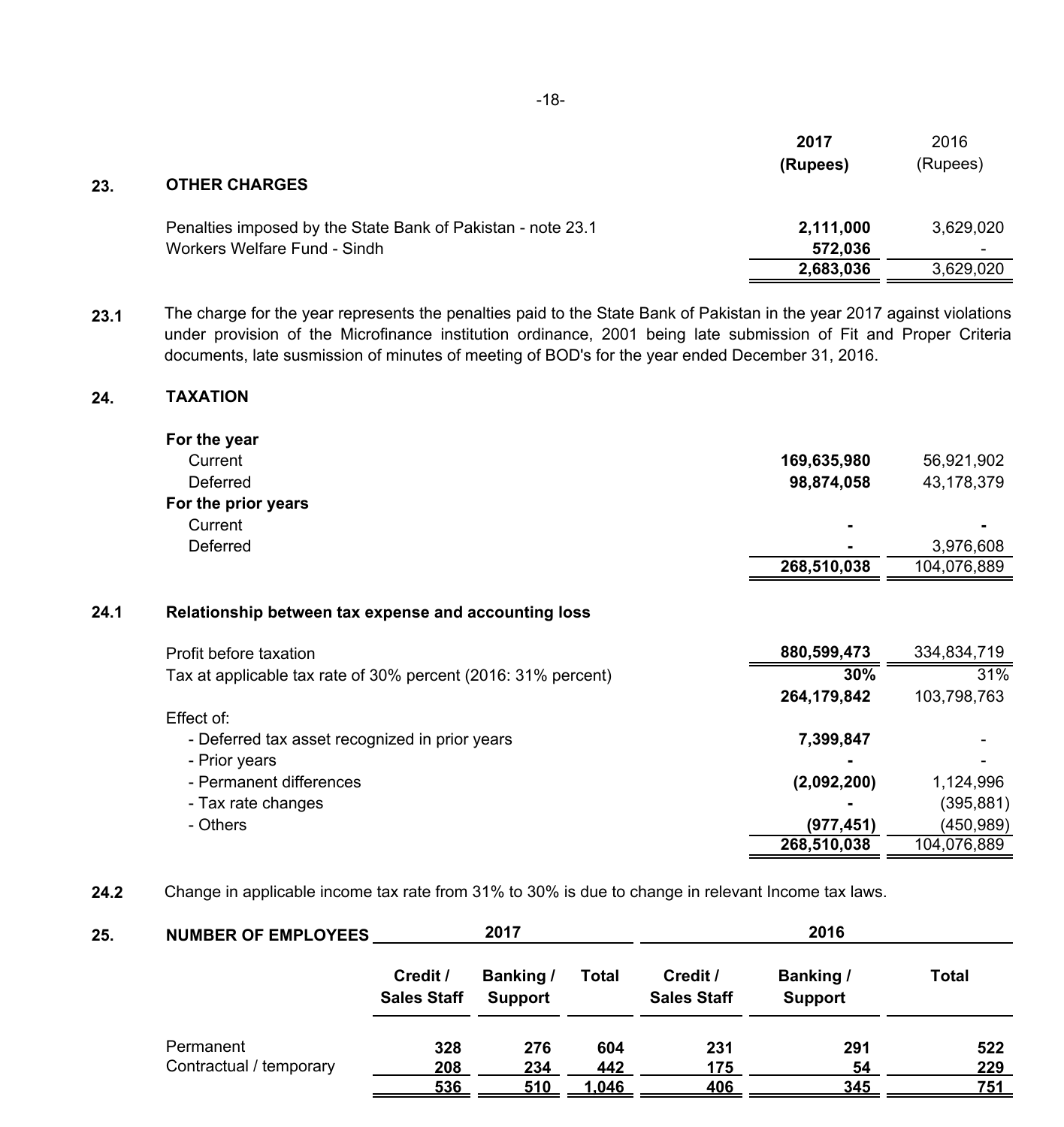| | 2017 (Rupees) | 2016 (Rupees) |
|---|---|---|
| **23. OTHER CHARGES** | | |
| Penalties imposed by the State Bank of Pakistan - note 23.1 | **2,111,000** | 3,629,020 |
| Workers Welfare Fund - Sindh | **572,036** | - |
| | **2,683,036** | 3,629,020 |

**23.1** The charge for the year represents the penalties paid to the State Bank of Pakistan in the year 2017 against violations under provision of the Microfinance institution ordinance, 2001 being late submission of Fit and Proper Criteria documents, late susmission of minutes of meeting of BOD's for the year ended December 31, 2016.

## 24. TAXATION

| | 2017 (Rupees) | 2016 (Rupees) |
|---|---|---|
| **For the year** | | |
| Current | **169,635,980** | 56,921,902 |
| Deferred | **98,874,058** | 43,178,379 |
| **For the prior years** | | |
| Current | **-** | **-** |
| Deferred | **-** | 3,976,608 |
| | **268,510,038** | 104,076,889 |

**24.1 Relationship between tax expense and accounting loss**

| | 2017 (Rupees) | 2016 (Rupees) |
|---|---|---|
| Profit before taxation | **880,599,473** | 334,834,719 |
| Tax at applicable tax rate of 30% percent (2016: 31% percent) | **30%** | 31% |
| | **264,179,842** | 103,798,763 |
| Effect of: | | |
| - Deferred tax asset recognized in prior years | **7,399,847** | - |
| - Prior years | **-** | - |
| - Permanent differences | **(2,092,200)** | 1,124,996 |
| - Tax rate changes | **-** | (395,881) |
| - Others | **(977,451)** | (450,989) |
| | **268,510,038** | 104,076,889 |

**24.2** Change in applicable income tax rate from 31% to 30% is due to change in relevant Income tax laws.

## 25. NUMBER OF EMPLOYEES

| | 2017 | | | 2016 | | |
|---|---|---|---|---|---|---|
| | **Credit / Sales Staff** | **Banking / Support** | **Total** | **Credit / Sales Staff** | **Banking / Support** | **Total** |
| Permanent | **328** | **276** | **604** | **231** | **291** | **522** |
| Contractual / temporary | **208** | **234** | **442** | **175** | **54** | **229** |
| | **536** | **510** | **1,046** | **406** | **345** | **751** |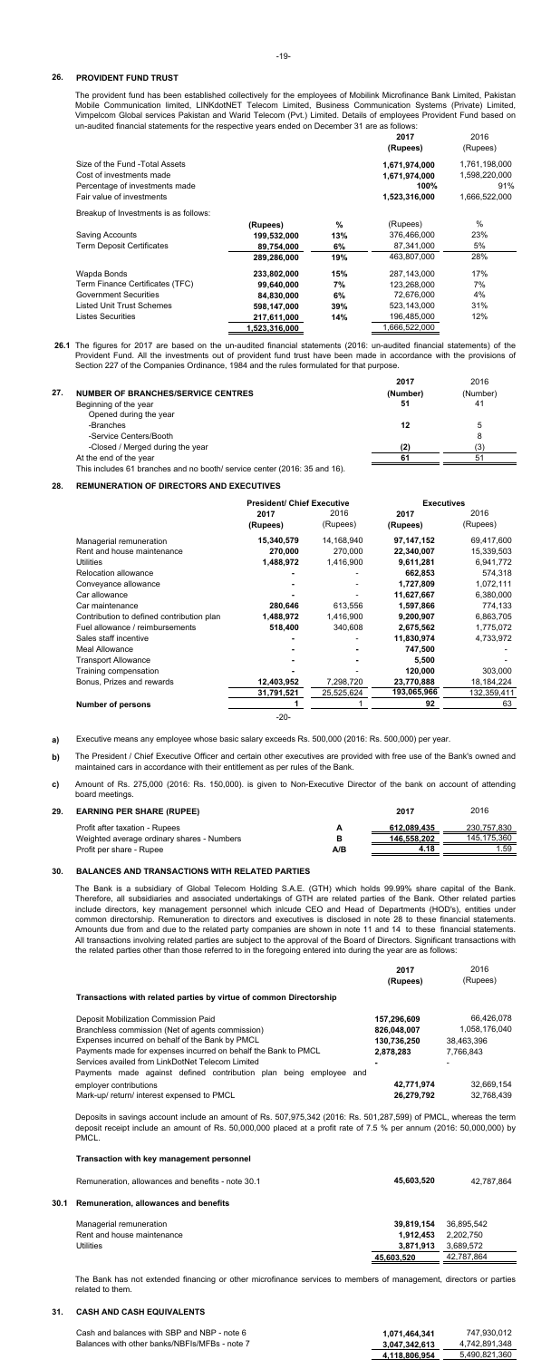## 26. PROVIDENT FUND TRUST

The provident fund has been established collectively for the employees of Mobilink Microfinance Bank Limited, Pakistan Mobile Communication limited, LINKdotNET Telecom Limited, Business Communication Systems (Private) Limited, Vimpelcom Global services Pakistan and Warid Telecom (Pvt.) Limited. Details of employees Provident Fund based on un-audited financial statements for the respective years ended on December 31 are as follows:

| | | | 2017 | 2016 |
|---|---|---|---|---|
| | | | (Rupees) | (Rupees) |
| Size of the Fund -Total Assets | | | 1,671,974,000 | 1,761,198,000 |
| Cost of investments made | | | 1,671,974,000 | 1,598,220,000 |
| Percentage of investments made | | | 100% | 91% |
| Fair value of investments | | | 1,523,316,000 | 1,666,522,000 |
| Breakup of Investments is as follows: | | | | |
| | (Rupees) | % | (Rupees) | % |
| Saving Accounts | 199,532,000 | 13% | 376,466,000 | 23% |
| Term Deposit Certificates | 89,754,000 | 6% | 87,341,000 | 5% |
| | 289,286,000 | 19% | 463,807,000 | 28% |
| Wapda Bonds | 233,802,000 | 15% | 287,143,000 | 17% |
| Term Finance Certificates (TFC) | 99,640,000 | 7% | 123,268,000 | 7% |
| Government Securities | 84,830,000 | 6% | 72,676,000 | 4% |
| Listed Unit Trust Schemes | 598,147,000 | 39% | 523,143,000 | 31% |
| Listes Securities | 217,611,000 | 14% | 196,485,000 | 12% |
| | 1,523,316,000 | | 1,666,522,000 | |

**26.1** The figures for 2017 are based on the un-audited financial statements (2016: un-audited financial statements) of the Provident Fund. All the investments out of provident fund trust have been made in accordance with the provisions of Section 227 of the Companies Ordinance, 1984 and the rules formulated for that purpose.

## 27. NUMBER OF BRANCHES/SERVICE CENTRES

| | 2017 | 2016 |
|---|---|---|
| | (Number) | (Number) |
| Beginning of the year | 51 | 41 |
| Opened during the year | | |
| -Branches | 12 | 5 |
| -Service Centers/Booth | | 8 |
| -Closed / Merged during the year | (2) | (3) |
| At the end of the year | 61 | 51 |

This includes 61 branches and no booth/ service center (2016: 35 and 16).

## 28. REMUNERATION OF DIRECTORS AND EXECUTIVES

| | President/ Chief Executive | | Executives | |
|---|---|---|---|---|
| | 2017 | 2016 | 2017 | 2016 |
| | (Rupees) | (Rupees) | (Rupees) | (Rupees) |
| Managerial remuneration | 15,340,579 | 14,168,940 | 97,147,152 | 69,417,600 |
| Rent and house maintenance | 270,000 | 270,000 | 22,340,007 | 15,339,503 |
| Utilities | 1,488,972 | 1,416,900 | 9,611,281 | 6,941,772 |
| Relocation allowance | - | - | 662,853 | 574,318 |
| Conveyance allowance | - | - | 1,727,809 | 1,072,111 |
| Car allowance | - | - | 11,627,667 | 6,380,000 |
| Car maintenance | 280,646 | 613,556 | 1,597,866 | 774,133 |
| Contribution to defined contribution plan | 1,488,972 | 1,416,900 | 9,200,907 | 6,863,705 |
| Fuel allowance / reimbursements | 518,400 | 340,608 | 2,675,562 | 1,775,072 |
| Sales staff incentive | - | - | 11,830,974 | 4,733,972 |
| Meal Allowance | - | - | 747,500 | - |
| Transport Allowance | - | - | 5,500 | - |
| Training compensation | - | - | 120,000 | 303,000 |
| Bonus, Prizes and rewards | 12,403,952 | 7,298,720 | 23,770,888 | 18,184,224 |
| | 31,791,521 | 25,525,624 | 193,065,966 | 132,359,411 |
| Number of persons | 1 | 1 | 92 | 63 |

a) Executive means any employee whose basic salary exceeds Rs. 500,000 (2016: Rs. 500,000) per year.

b) The President / Chief Executive Officer and certain other executives are provided with free use of the Bank's owned and maintained cars in accordance with their entitlement as per rules of the Bank.

c) Amount of Rs. 275,000 (2016: Rs. 150,000). is given to Non-Executive Director of the bank on account of attending board meetings.

## 29. EARNING PER SHARE (RUPEE)

| | | 2017 | 2016 |
|---|---|---|---|
| Profit after taxation - Rupees | A | 612,089,435 | 230,757,830 |
| Weighted average ordinary shares - Numbers | B | 146,558,202 | 145,175,360 |
| Profit per share - Rupee | A/B | 4.18 | 1.59 |

## 30. BALANCES AND TRANSACTIONS WITH RELATED PARTIES

The Bank is a subsidiary of Global Telecom Holding S.A.E. (GTH) which holds 99.99% share capital of the Bank. Therefore, all subsidiaries and associated undertakings of GTH are related parties of the Bank. Other related parties include directors, key management personnel which inlcude CEO and Head of Departments (HOD's), entities under common directorship. Remuneration to directors and executives is disclosed in note 28 to these financial statements. Amounts due from and due to the related party companies are shown in note 11 and 14 to these financial statements. All transactions involving related parties are subject to the approval of the Board of Directors. Significant transactions with the related parties other than those referred to in the foregoing entered into during the year are as follows:

| | 2017 | 2016 |
|---|---|---|
| | (Rupees) | (Rupees) |
| **Transactions with related parties by virtue of common Directorship** | | |
| Deposit Mobilization Commission Paid | 157,296,609 | 66,426,078 |
| Branchless commission (Net of agents commission) | 826,048,007 | 1,058,176,040 |
| Expenses incurred on behalf of the Bank by PMCL | 130,736,250 | 38,463,396 |
| Payments made for expenses incurred on behalf the Bank to PMCL | 2,878,283 | 7,766,843 |
| Services availed from LinkDotNet Telecom Limited | - | - |
| Payments made against defined contribution plan being employee and employer contributions | 42,771,974 | 32,669,154 |
| Mark-up/ return/ interest expensed to PMCL | 26,279,792 | 32,768,439 |

Deposits in savings account include an amount of Rs. 507,975,342 (2016: Rs. 501,287,599) of PMCL, whereas the term deposit receipt include an amount of Rs. 50,000,000 placed at a profit rate of 7.5 % per annum (2016: 50,000,000) by PMCL.

**Transaction with key management personnel**

| | 2017 | 2016 |
|---|---|---|
| Remuneration, allowances and benefits - note 30.1 | 45,603,520 | 42,787,864 |

### 30.1 Remuneration, allowances and benefits

| | 2017 | 2016 |
|---|---|---|
| Managerial remuneration | 39,819,154 | 36,895,542 |
| Rent and house maintenance | 1,912,453 | 2,202,750 |
| Utilities | 3,871,913 | 3,689,572 |
| | 45,603,520 | 42,787,864 |

The Bank has not extended financing or other microfinance services to members of management, directors or parties related to them.

## 31. CASH AND CASH EQUIVALENTS

| | 2017 | 2016 |
|---|---|---|
| Cash and balances with SBP and NBP - note 6 | 1,071,464,341 | 747,930,012 |
| Balances with other banks/NBFIs/MFBs - note 7 | 3,047,342,613 | 4,742,891,348 |
| | 4,118,806,954 | 5,490,821,360 |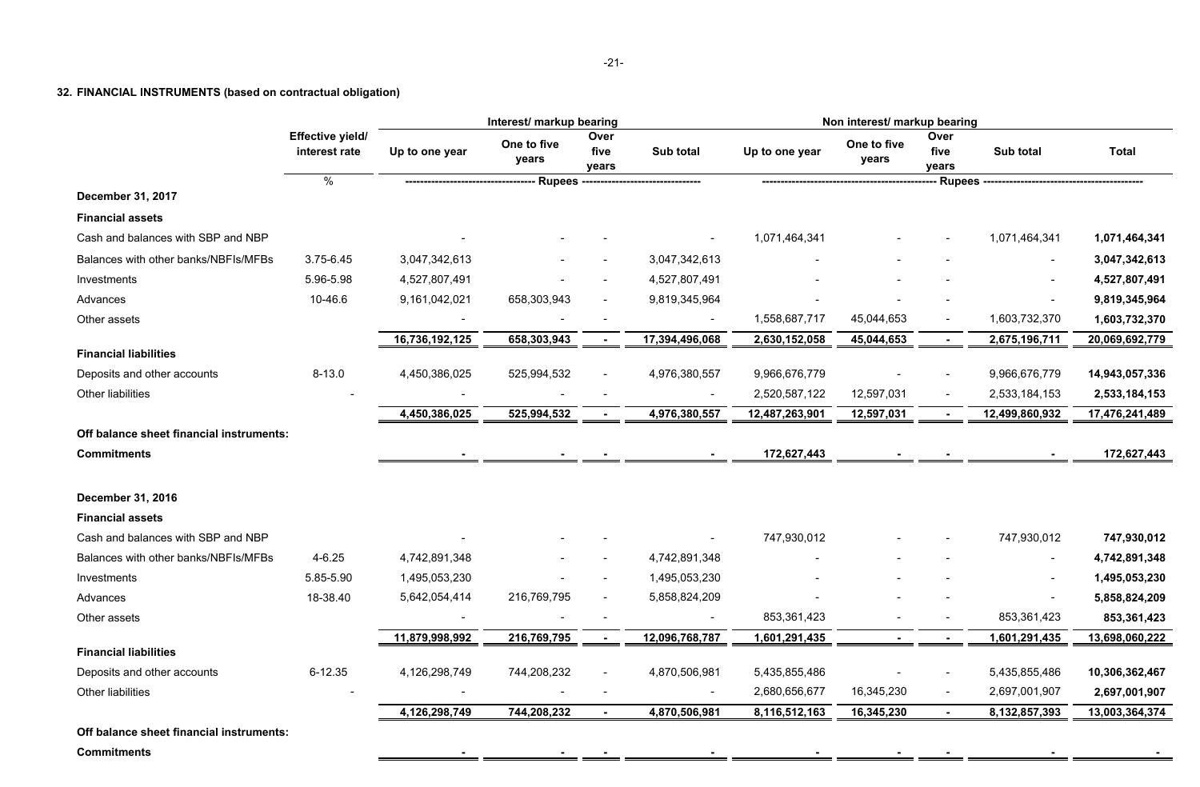## 32. FINANCIAL INSTRUMENTS (based on contractual obligation)

| | Effective yield/ interest rate | Interest/ markup bearing | | | | Non interest/ markup bearing | | | | Total |
|---|---|---|---|---|---|---|---|---|---|---|
| | | Up to one year | One to five years | Over five years | Sub total | Up to one year | One to five years | Over five years | Sub total | |
| | % | Rupees | | | | Rupees | | | | |
| **December 31, 2017** | | | | | | | | | | |
| **Financial assets** | | | | | | | | | | |
| Cash and balances with SBP and NBP | | - | - | - | - | 1,071,464,341 | - | - | 1,071,464,341 | **1,071,464,341** |
| Balances with other banks/NBFIs/MFBs | 3.75-6.45 | 3,047,342,613 | - | - | 3,047,342,613 | - | - | - | - | **3,047,342,613** |
| Investments | 5.96-5.98 | 4,527,807,491 | - | - | 4,527,807,491 | - | - | - | - | **4,527,807,491** |
| Advances | 10-46.6 | 9,161,042,021 | 658,303,943 | - | 9,819,345,964 | - | - | - | - | **9,819,345,964** |
| Other assets | | - | - | - | - | 1,558,687,717 | 45,044,653 | - | 1,603,732,370 | **1,603,732,370** |
| | | **16,736,192,125** | **658,303,943** | **-** | **17,394,496,068** | **2,630,152,058** | **45,044,653** | **-** | **2,675,196,711** | **20,069,692,779** |
| **Financial liabilities** | | | | | | | | | | |
| Deposits and other accounts | 8-13.0 | 4,450,386,025 | 525,994,532 | - | 4,976,380,557 | 9,966,676,779 | - | - | 9,966,676,779 | **14,943,057,336** |
| Other liabilities | - | - | - | - | - | 2,520,587,122 | 12,597,031 | - | 2,533,184,153 | **2,533,184,153** |
| | | **4,450,386,025** | **525,994,532** | **-** | **4,976,380,557** | **12,487,263,901** | **12,597,031** | **-** | **12,499,860,932** | **17,476,241,489** |
| **Off balance sheet financial instruments:** | | | | | | | | | | |
| **Commitments** | | **-** | **-** | **-** | **-** | **172,627,443** | **-** | **-** | **-** | **172,627,443** |
| | | | | | | | | | | |
| **December 31, 2016** | | | | | | | | | | |
| **Financial assets** | | | | | | | | | | |
| Cash and balances with SBP and NBP | | - | - | - | - | 747,930,012 | - | - | 747,930,012 | **747,930,012** |
| Balances with other banks/NBFIs/MFBs | 4-6.25 | 4,742,891,348 | - | - | 4,742,891,348 | - | - | - | - | **4,742,891,348** |
| Investments | 5.85-5.90 | 1,495,053,230 | - | - | 1,495,053,230 | - | - | - | - | **1,495,053,230** |
| Advances | 18-38.40 | 5,642,054,414 | 216,769,795 | - | 5,858,824,209 | - | - | - | - | **5,858,824,209** |
| Other assets | | - | - | - | - | 853,361,423 | - | - | 853,361,423 | **853,361,423** |
| | | **11,879,998,992** | **216,769,795** | **-** | **12,096,768,787** | **1,601,291,435** | **-** | **-** | **1,601,291,435** | **13,698,060,222** |
| **Financial liabilities** | | | | | | | | | | |
| Deposits and other accounts | 6-12.35 | 4,126,298,749 | 744,208,232 | - | 4,870,506,981 | 5,435,855,486 | - | - | 5,435,855,486 | **10,306,362,467** |
| Other liabilities | - | - | - | - | - | 2,680,656,677 | 16,345,230 | - | 2,697,001,907 | **2,697,001,907** |
| | | **4,126,298,749** | **744,208,232** | **-** | **4,870,506,981** | **8,116,512,163** | **16,345,230** | **-** | **8,132,857,393** | **13,003,364,374** |
| **Off balance sheet financial instruments:** | | | | | | | | | | |
| **Commitments** | | **-** | **-** | **-** | **-** | **-** | **-** | **-** | **-** | **-** |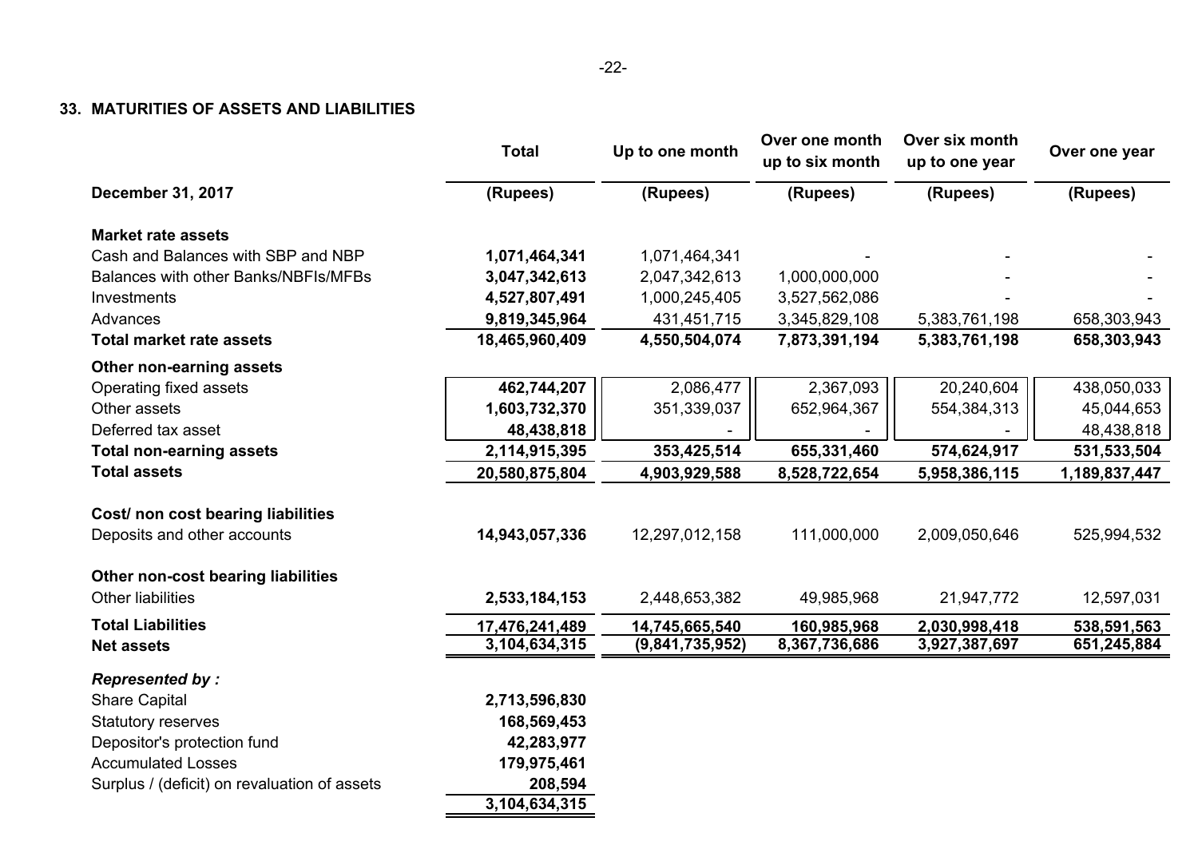## 33. MATURITIES OF ASSETS AND LIABILITIES

| | Total | Up to one month | Over one month up to six month | Over six month up to one year | Over one year |
|---|---|---|---|---|---|
| **December 31, 2017** | **(Rupees)** | **(Rupees)** | **(Rupees)** | **(Rupees)** | **(Rupees)** |
| **Market rate assets** | | | | | |
| Cash and Balances with SBP and NBP | **1,071,464,341** | 1,071,464,341 | - | - | - |
| Balances with other Banks/NBFIs/MFBs | **3,047,342,613** | 2,047,342,613 | 1,000,000,000 | - | - |
| Investments | **4,527,807,491** | 1,000,245,405 | 3,527,562,086 | - | - |
| Advances | **9,819,345,964** | 431,451,715 | 3,345,829,108 | 5,383,761,198 | 658,303,943 |
| **Total market rate assets** | **18,465,960,409** | **4,550,504,074** | **7,873,391,194** | **5,383,761,198** | **658,303,943** |
| **Other non-earning assets** | | | | | |
| Operating fixed assets | **462,744,207** | 2,086,477 | 2,367,093 | 20,240,604 | 438,050,033 |
| Other assets | **1,603,732,370** | 351,339,037 | 652,964,367 | 554,384,313 | 45,044,653 |
| Deferred tax asset | **48,438,818** | - | - | - | 48,438,818 |
| **Total non-earning assets** | **2,114,915,395** | **353,425,514** | **655,331,460** | **574,624,917** | **531,533,504** |
| **Total assets** | **20,580,875,804** | **4,903,929,588** | **8,528,722,654** | **5,958,386,115** | **1,189,837,447** |
| **Cost/ non cost bearing liabilities** | | | | | |
| Deposits and other accounts | **14,943,057,336** | 12,297,012,158 | 111,000,000 | 2,009,050,646 | 525,994,532 |
| **Other non-cost bearing liabilities** | | | | | |
| Other liabilities | **2,533,184,153** | 2,448,653,382 | 49,985,968 | 21,947,772 | 12,597,031 |
| **Total Liabilities** | **17,476,241,489** | **14,745,665,540** | **160,985,968** | **2,030,998,418** | **538,591,563** |
| **Net assets** | **3,104,634,315** | **(9,841,735,952)** | **8,367,736,686** | **3,927,387,697** | **651,245,884** |
| ***Represented by :*** | | | | | |
| Share Capital | **2,713,596,830** | | | | |
| Statutory reserves | **168,569,453** | | | | |
| Depositor's protection fund | **42,283,977** | | | | |
| Accumulated Losses | **179,975,461** | | | | |
| Surplus / (deficit) on revaluation of assets | **208,594** | | | | |
| | **3,104,634,315** | | | | |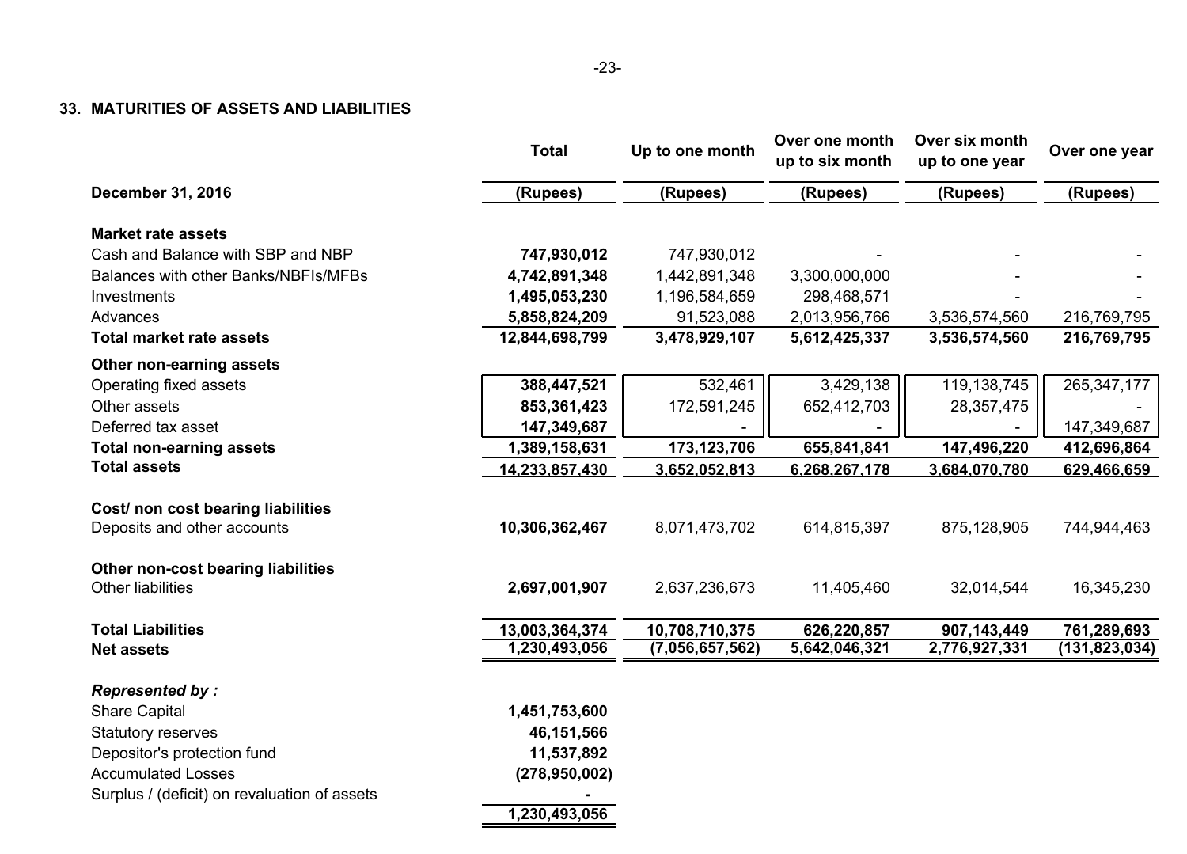## 33. MATURITIES OF ASSETS AND LIABILITIES

| | Total | Up to one month | Over one month up to six month | Over six month up to one year | Over one year |
|---|---|---|---|---|---|
| **December 31, 2016** | (Rupees) | (Rupees) | (Rupees) | (Rupees) | (Rupees) |
| **Market rate assets** | | | | | |
| Cash and Balance with SBP and NBP | **747,930,012** | 747,930,012 | - | - | - |
| Balances with other Banks/NBFIs/MFBs | **4,742,891,348** | 1,442,891,348 | 3,300,000,000 | - | - |
| Investments | **1,495,053,230** | 1,196,584,659 | 298,468,571 | - | - |
| Advances | **5,858,824,209** | 91,523,088 | 2,013,956,766 | 3,536,574,560 | 216,769,795 |
| **Total market rate assets** | **12,844,698,799** | **3,478,929,107** | **5,612,425,337** | **3,536,574,560** | **216,769,795** |
| **Other non-earning assets** | | | | | |
| Operating fixed assets | **388,447,521** | 532,461 | 3,429,138 | 119,138,745 | 265,347,177 |
| Other assets | **853,361,423** | 172,591,245 | 652,412,703 | 28,357,475 | - |
| Deferred tax asset | **147,349,687** | - | - | - | 147,349,687 |
| **Total non-earning assets** | **1,389,158,631** | **173,123,706** | **655,841,841** | **147,496,220** | **412,696,864** |
| **Total assets** | **14,233,857,430** | **3,652,052,813** | **6,268,267,178** | **3,684,070,780** | **629,466,659** |
| **Cost/ non cost bearing liabilities** | | | | | |
| Deposits and other accounts | **10,306,362,467** | 8,071,473,702 | 614,815,397 | 875,128,905 | 744,944,463 |
| **Other non-cost bearing liabilities** | | | | | |
| Other liabilities | **2,697,001,907** | 2,637,236,673 | 11,405,460 | 32,014,544 | 16,345,230 |
| **Total Liabilities** | **13,003,364,374** | **10,708,710,375** | **626,220,857** | **907,143,449** | **761,289,693** |
| **Net assets** | **1,230,493,056** | **(7,056,657,562)** | **5,642,046,321** | **2,776,927,331** | **(131,823,034)** |
| ***Represented by :*** | | | | | |
| Share Capital | **1,451,753,600** | | | | |
| Statutory reserves | **46,151,566** | | | | |
| Depositor's protection fund | **11,537,892** | | | | |
| Accumulated Losses | **(278,950,002)** | | | | |
| Surplus / (deficit) on revaluation of assets | **-** | | | | |
| | **1,230,493,056** | | | | |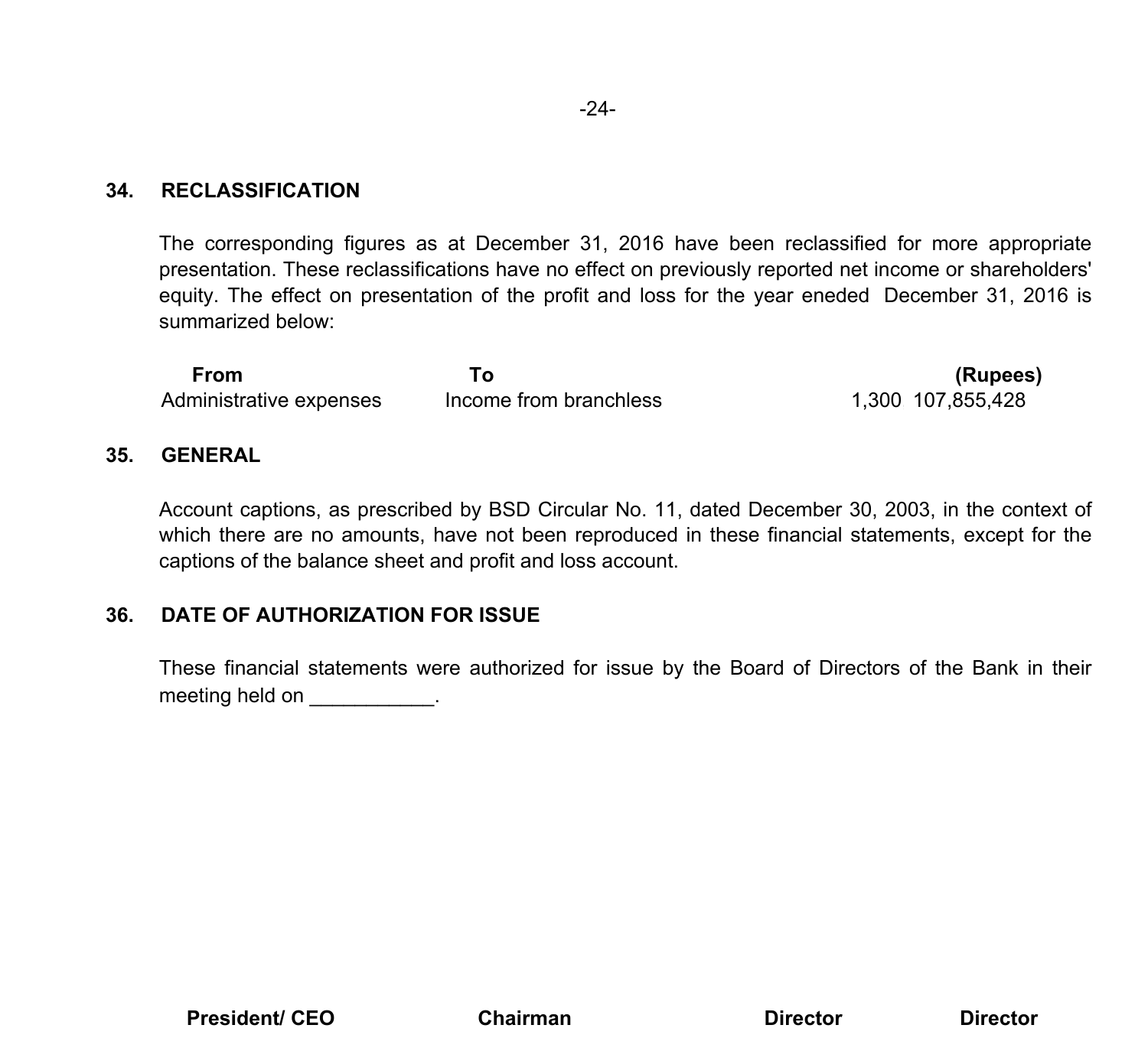## 34. RECLASSIFICATION

The corresponding figures as at December 31, 2016 have been reclassified for more appropriate presentation. These reclassifications have no effect on previously reported net income or shareholders' equity. The effect on presentation of the profit and loss for the year eneded December 31, 2016 is summarized below:

| From | To | (Rupees) |
|---|---|---|
| Administrative expenses | Income from branchless | 1,300 107,855,428 |

## 35. GENERAL

Account captions, as prescribed by BSD Circular No. 11, dated December 30, 2003, in the context of which there are no amounts, have not been reproduced in these financial statements, except for the captions of the balance sheet and profit and loss account.

## 36. DATE OF AUTHORIZATION FOR ISSUE

These financial statements were authorized for issue by the Board of Directors of the Bank in their meeting held on ___________.

| President/ CEO | Chairman | Director | Director |
|---|---|---|---|